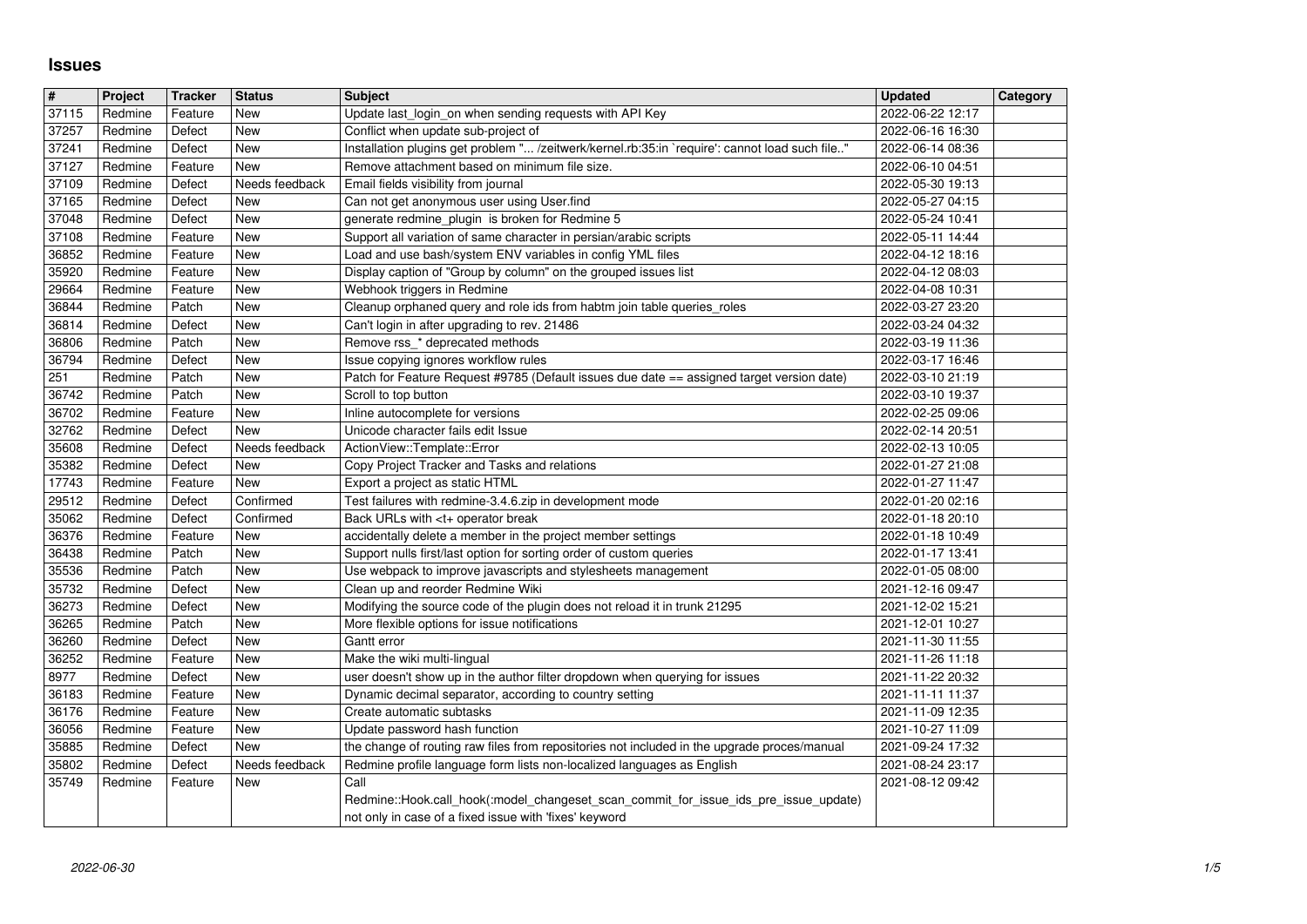# Issues

| # | Project | Tracker | Status | Subject | Updated | Category |
|---|---|---|---|---|---|---|
| 37115 | Redmine | Feature | New | Update last_login_on when sending requests with API Key | 2022-06-22 12:17 | |
| 37257 | Redmine | Defect | New | Conflict when update sub-project of | 2022-06-16 16:30 | |
| 37241 | Redmine | Defect | New | Installation plugins get problem "... /zeitwerk/kernel.rb:35:in `require': cannot load such file.." | 2022-06-14 08:36 | |
| 37127 | Redmine | Feature | New | Remove attachment based on minimum file size. | 2022-06-10 04:51 | |
| 37109 | Redmine | Defect | Needs feedback | Email fields visibility from journal | 2022-05-30 19:13 | |
| 37165 | Redmine | Defect | New | Can not get anonymous user using User.find | 2022-05-27 04:15 | |
| 37048 | Redmine | Defect | New | generate redmine_plugin is broken for Redmine 5 | 2022-05-24 10:41 | |
| 37108 | Redmine | Feature | New | Support all variation of same character in persian/arabic scripts | 2022-05-11 14:44 | |
| 36852 | Redmine | Feature | New | Load and use bash/system ENV variables in config YML files | 2022-04-12 18:16 | |
| 35920 | Redmine | Feature | New | Display caption of "Group by column" on the grouped issues list | 2022-04-12 08:03 | |
| 29664 | Redmine | Feature | New | Webhook triggers in Redmine | 2022-04-08 10:31 | |
| 36844 | Redmine | Patch | New | Cleanup orphaned query and role ids from habtm join table queries_roles | 2022-03-27 23:20 | |
| 36814 | Redmine | Defect | New | Can't login in after upgrading to rev. 21486 | 2022-03-24 04:32 | |
| 36806 | Redmine | Patch | New | Remove rss_* deprecated methods | 2022-03-19 11:36 | |
| 36794 | Redmine | Defect | New | Issue copying ignores workflow rules | 2022-03-17 16:46 | |
| 251 | Redmine | Patch | New | Patch for Feature Request #9785 (Default issues due date == assigned target version date) | 2022-03-10 21:19 | |
| 36742 | Redmine | Patch | New | Scroll to top button | 2022-03-10 19:37 | |
| 36702 | Redmine | Feature | New | Inline autocomplete for versions | 2022-02-25 09:06 | |
| 32762 | Redmine | Defect | New | Unicode character fails edit Issue | 2022-02-14 20:51 | |
| 35608 | Redmine | Defect | Needs feedback | ActionView::Template::Error | 2022-02-13 10:05 | |
| 35382 | Redmine | Defect | New | Copy Project Tracker and Tasks and relations | 2022-01-27 21:08 | |
| 17743 | Redmine | Feature | New | Export a project as static HTML | 2022-01-27 11:47 | |
| 29512 | Redmine | Defect | Confirmed | Test failures with redmine-3.4.6.zip in development mode | 2022-01-20 02:16 | |
| 35062 | Redmine | Defect | Confirmed | Back URLs with <t+ operator break | 2022-01-18 20:10 | |
| 36376 | Redmine | Feature | New | accidentally delete a member in the project member settings | 2022-01-18 10:49 | |
| 36438 | Redmine | Patch | New | Support nulls first/last option for sorting order of custom queries | 2022-01-17 13:41 | |
| 35536 | Redmine | Patch | New | Use webpack to improve javascripts and stylesheets management | 2022-01-05 08:00 | |
| 35732 | Redmine | Defect | New | Clean up and reorder Redmine Wiki | 2021-12-16 09:47 | |
| 36273 | Redmine | Defect | New | Modifying the source code of the plugin does not reload it in trunk 21295 | 2021-12-02 15:21 | |
| 36265 | Redmine | Patch | New | More flexible options for issue notifications | 2021-12-01 10:27 | |
| 36260 | Redmine | Defect | New | Gantt error | 2021-11-30 11:55 | |
| 36252 | Redmine | Feature | New | Make the wiki multi-lingual | 2021-11-26 11:18 | |
| 8977 | Redmine | Defect | New | user doesn't show up in the author filter dropdown when querying for issues | 2021-11-22 20:32 | |
| 36183 | Redmine | Feature | New | Dynamic decimal separator, according to country setting | 2021-11-11 11:37 | |
| 36176 | Redmine | Feature | New | Create automatic subtasks | 2021-11-09 12:35 | |
| 36056 | Redmine | Feature | New | Update password hash function | 2021-10-27 11:09 | |
| 35885 | Redmine | Defect | New | the change of routing raw files from repositories not included in the upgrade proces/manual | 2021-09-24 17:32 | |
| 35802 | Redmine | Defect | Needs feedback | Redmine profile language form lists non-localized languages as English | 2021-08-24 23:17 | |
| 35749 | Redmine | Feature | New | Call Redmine::Hook.call_hook(:model_changeset_scan_commit_for_issue_ids_pre_issue_update) not only in case of a fixed issue with 'fixes' keyword | 2021-08-12 09:42 | |

2022-06-30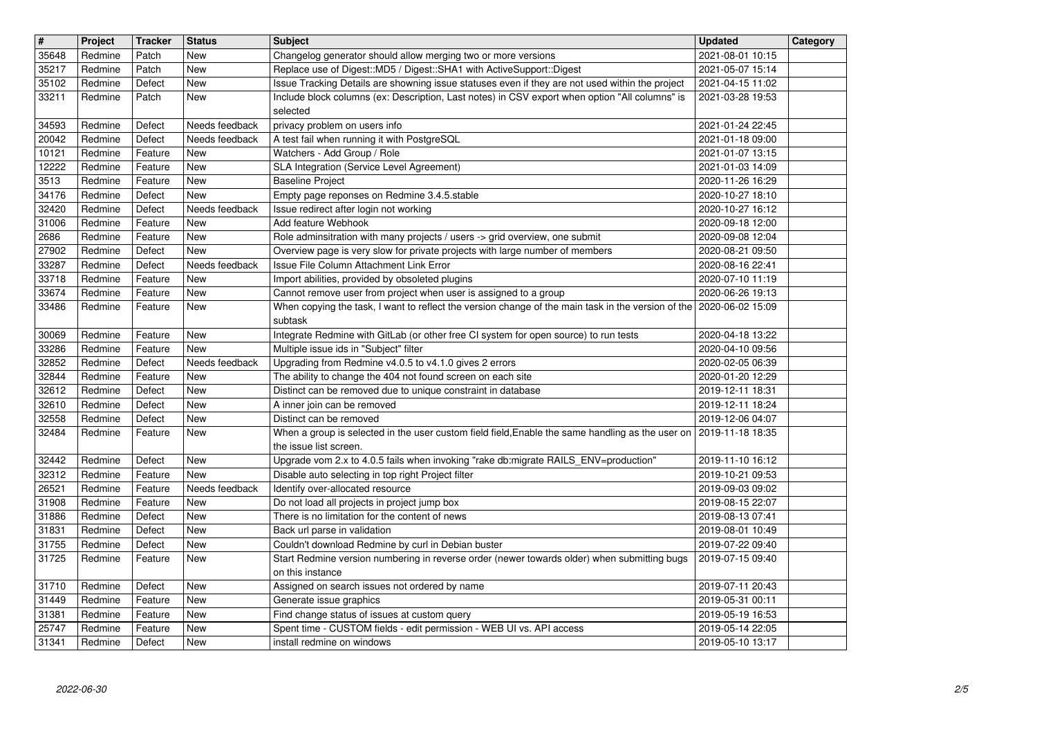| # | Project | Tracker | Status | Subject | Updated | Category |
|---|---|---|---|---|---|---|
| 35648 | Redmine | Patch | New | Changelog generator should allow merging two or more versions | 2021-08-01 10:15 | |
| 35217 | Redmine | Patch | New | Replace use of Digest::MD5 / Digest::SHA1 with ActiveSupport::Digest | 2021-05-07 15:14 | |
| 35102 | Redmine | Defect | New | Issue Tracking Details are showning issue statuses even if they are not used within the project | 2021-04-15 11:02 | |
| 33211 | Redmine | Patch | New | Include block columns (ex: Description, Last notes) in CSV export when option "All columns" is selected | 2021-03-28 19:53 | |
| 34593 | Redmine | Defect | Needs feedback | privacy problem on users info | 2021-01-24 22:45 | |
| 20042 | Redmine | Defect | Needs feedback | A test fail when running it with PostgreSQL | 2021-01-18 09:00 | |
| 10121 | Redmine | Feature | New | Watchers - Add Group / Role | 2021-01-07 13:15 | |
| 12222 | Redmine | Feature | New | SLA Integration (Service Level Agreement) | 2021-01-03 14:09 | |
| 3513 | Redmine | Feature | New | Baseline Project | 2020-11-26 16:29 | |
| 34176 | Redmine | Defect | New | Empty page reponses on Redmine 3.4.5.stable | 2020-10-27 18:10 | |
| 32420 | Redmine | Defect | Needs feedback | Issue redirect after login not working | 2020-10-27 16:12 | |
| 31006 | Redmine | Feature | New | Add feature Webhook | 2020-09-18 12:00 | |
| 2686 | Redmine | Feature | New | Role adminsitration with many projects / users -> grid overview, one submit | 2020-09-08 12:04 | |
| 27902 | Redmine | Defect | New | Overview page is very slow for private projects with large number of members | 2020-08-21 09:50 | |
| 33287 | Redmine | Defect | Needs feedback | Issue File Column Attachment Link Error | 2020-08-16 22:41 | |
| 33718 | Redmine | Feature | New | Import abilities, provided by obsoleted plugins | 2020-07-10 11:19 | |
| 33674 | Redmine | Feature | New | Cannot remove user from project when user is assigned to a group | 2020-06-26 19:13 | |
| 33486 | Redmine | Feature | New | When copying the task, I want to reflect the version change of the main task in the version of the subtask | 2020-06-02 15:09 | |
| 30069 | Redmine | Feature | New | Integrate Redmine with GitLab (or other free CI system for open source) to run tests | 2020-04-18 13:22 | |
| 33286 | Redmine | Feature | New | Multiple issue ids in "Subject" filter | 2020-04-10 09:56 | |
| 32852 | Redmine | Defect | Needs feedback | Upgrading from Redmine v4.0.5 to v4.1.0 gives 2 errors | 2020-02-05 06:39 | |
| 32844 | Redmine | Feature | New | The ability to change the 404 not found screen on each site | 2020-01-20 12:29 | |
| 32612 | Redmine | Defect | New | Distinct can be removed due to unique constraint in database | 2019-12-11 18:31 | |
| 32610 | Redmine | Defect | New | A inner join can be removed | 2019-12-11 18:24 | |
| 32558 | Redmine | Defect | New | Distinct can be removed | 2019-12-06 04:07 | |
| 32484 | Redmine | Feature | New | When a group is selected in the user custom field field,Enable the same handling as the user on the issue list screen. | 2019-11-18 18:35 | |
| 32442 | Redmine | Defect | New | Upgrade vom 2.x to 4.0.5 fails when invoking "rake db:migrate RAILS_ENV=production" | 2019-11-10 16:12 | |
| 32312 | Redmine | Feature | New | Disable auto selecting in top right Project filter | 2019-10-21 09:53 | |
| 26521 | Redmine | Feature | Needs feedback | Identify over-allocated resource | 2019-09-03 09:02 | |
| 31908 | Redmine | Feature | New | Do not load all projects in project jump box | 2019-08-15 22:07 | |
| 31886 | Redmine | Defect | New | There is no limitation for the content of news | 2019-08-13 07:41 | |
| 31831 | Redmine | Defect | New | Back url parse in validation | 2019-08-01 10:49 | |
| 31755 | Redmine | Defect | New | Couldn't download Redmine by curl in Debian buster | 2019-07-22 09:40 | |
| 31725 | Redmine | Feature | New | Start Redmine version numbering in reverse order (newer towards older) when submitting bugs on this instance | 2019-07-15 09:40 | |
| 31710 | Redmine | Defect | New | Assigned on search issues not ordered by name | 2019-07-11 20:43 | |
| 31449 | Redmine | Feature | New | Generate issue graphics | 2019-05-31 00:11 | |
| 31381 | Redmine | Feature | New | Find change status of issues at custom query | 2019-05-19 16:53 | |
| 25747 | Redmine | Feature | New | Spent time - CUSTOM fields - edit permission - WEB UI vs. API access | 2019-05-14 22:05 | |
| 31341 | Redmine | Defect | New | install redmine on windows | 2019-05-10 13:17 | |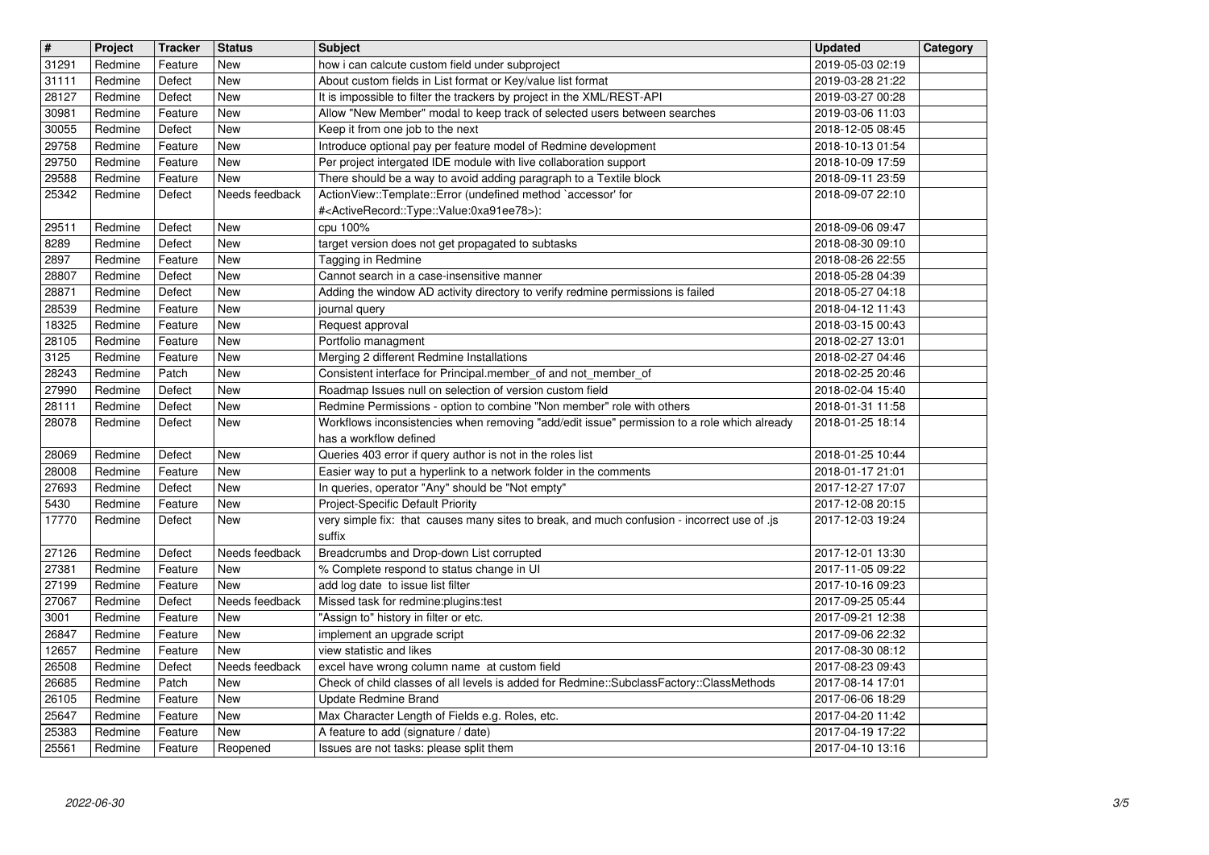| # | Project | Tracker | Status | Subject | Updated | Category |
|---|---|---|---|---|---|---|
| 31291 | Redmine | Feature | New | how i can calcute custom field under subproject | 2019-05-03 02:19 | |
| 31111 | Redmine | Defect | New | About custom fields in List format or Key/value list format | 2019-03-28 21:22 | |
| 28127 | Redmine | Defect | New | It is impossible to filter the trackers by project in the XML/REST-API | 2019-03-27 00:28 | |
| 30981 | Redmine | Feature | New | Allow "New Member" modal to keep track of selected users between searches | 2019-03-06 11:03 | |
| 30055 | Redmine | Defect | New | Keep it from one job to the next | 2018-12-05 08:45 | |
| 29758 | Redmine | Feature | New | Introduce optional pay per feature model of Redmine development | 2018-10-13 01:54 | |
| 29750 | Redmine | Feature | New | Per project intergated IDE module with live collaboration support | 2018-10-09 17:59 | |
| 29588 | Redmine | Feature | New | There should be a way to avoid adding paragraph to a Textile block | 2018-09-11 23:59 | |
| 25342 | Redmine | Defect | Needs feedback | ActionView::Template::Error (undefined method `accessor' for #<ActiveRecord::Type::Value:0xa91ee78>): | 2018-09-07 22:10 | |
| 29511 | Redmine | Defect | New | cpu 100% | 2018-09-06 09:47 | |
| 8289 | Redmine | Defect | New | target version does not get propagated to subtasks | 2018-08-30 09:10 | |
| 2897 | Redmine | Feature | New | Tagging in Redmine | 2018-08-26 22:55 | |
| 28807 | Redmine | Defect | New | Cannot search in a case-insensitive manner | 2018-05-28 04:39 | |
| 28871 | Redmine | Defect | New | Adding the window AD activity directory to verify redmine permissions is failed | 2018-05-27 04:18 | |
| 28539 | Redmine | Feature | New | journal query | 2018-04-12 11:43 | |
| 18325 | Redmine | Feature | New | Request approval | 2018-03-15 00:43 | |
| 28105 | Redmine | Feature | New | Portfolio managment | 2018-02-27 13:01 | |
| 3125 | Redmine | Feature | New | Merging 2 different Redmine Installations | 2018-02-27 04:46 | |
| 28243 | Redmine | Patch | New | Consistent interface for Principal.member_of and not_member_of | 2018-02-25 20:46 | |
| 27990 | Redmine | Defect | New | Roadmap Issues null on selection of version custom field | 2018-02-04 15:40 | |
| 28111 | Redmine | Defect | New | Redmine Permissions - option to combine "Non member" role with others | 2018-01-31 11:58 | |
| 28078 | Redmine | Defect | New | Workflows inconsistencies when removing "add/edit issue" permission to a role which already has a workflow defined | 2018-01-25 18:14 | |
| 28069 | Redmine | Defect | New | Queries 403 error if query author is not in the roles list | 2018-01-25 10:44 | |
| 28008 | Redmine | Feature | New | Easier way to put a hyperlink to a network folder in the comments | 2018-01-17 21:01 | |
| 27693 | Redmine | Defect | New | In queries, operator "Any" should be "Not empty" | 2017-12-27 17:07 | |
| 5430 | Redmine | Feature | New | Project-Specific Default Priority | 2017-12-08 20:15 | |
| 17770 | Redmine | Defect | New | very simple fix: that causes many sites to break, and much confusion - incorrect use of .js suffix | 2017-12-03 19:24 | |
| 27126 | Redmine | Defect | Needs feedback | Breadcrumbs and Drop-down List corrupted | 2017-12-01 13:30 | |
| 27381 | Redmine | Feature | New | % Complete respond to status change in UI | 2017-11-05 09:22 | |
| 27199 | Redmine | Feature | New | add log date to issue list filter | 2017-10-16 09:23 | |
| 27067 | Redmine | Defect | Needs feedback | Missed task for redmine:plugins:test | 2017-09-25 05:44 | |
| 3001 | Redmine | Feature | New | "Assign to" history in filter or etc. | 2017-09-21 12:38 | |
| 26847 | Redmine | Feature | New | implement an upgrade script | 2017-09-06 22:32 | |
| 12657 | Redmine | Feature | New | view statistic and likes | 2017-08-30 08:12 | |
| 26508 | Redmine | Defect | Needs feedback | excel have wrong column name at custom field | 2017-08-23 09:43 | |
| 26685 | Redmine | Patch | New | Check of child classes of all levels is added for Redmine::SubclassFactory::ClassMethods | 2017-08-14 17:01 | |
| 26105 | Redmine | Feature | New | Update Redmine Brand | 2017-06-06 18:29 | |
| 25647 | Redmine | Feature | New | Max Character Length of Fields e.g. Roles, etc. | 2017-04-20 11:42 | |
| 25383 | Redmine | Feature | New | A feature to add (signature / date) | 2017-04-19 17:22 | |
| 25561 | Redmine | Feature | Reopened | Issues are not tasks: please split them | 2017-04-10 13:16 | |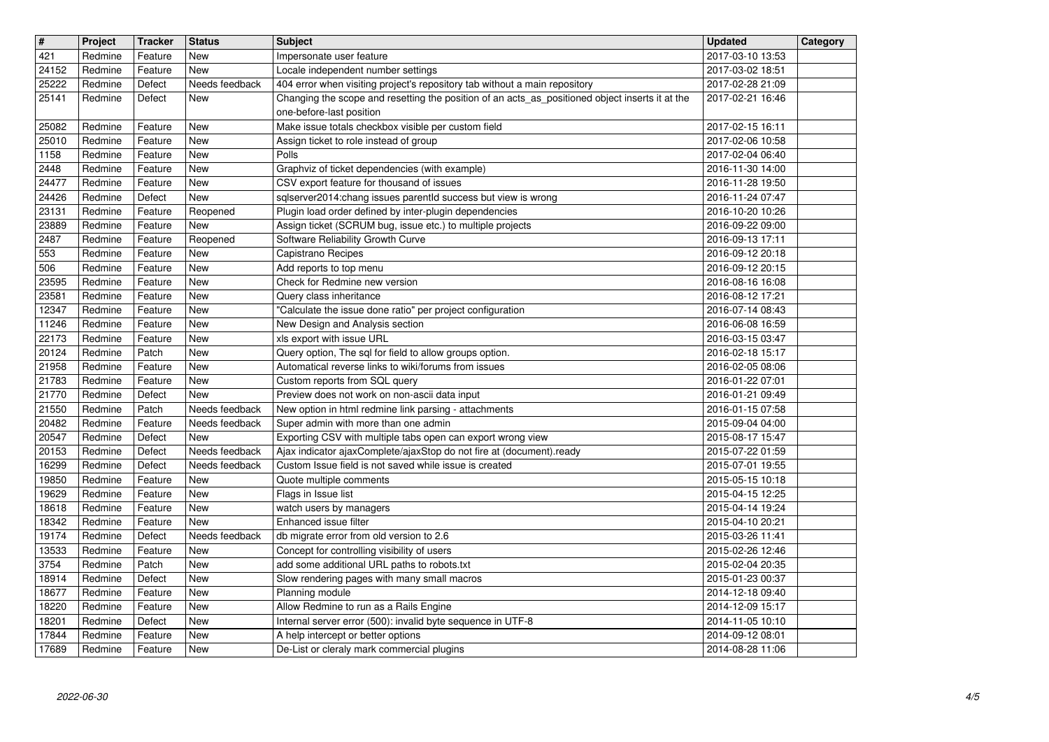| # | Project | Tracker | Status | Subject | Updated | Category |
|---|---|---|---|---|---|---|
| 421 | Redmine | Feature | New | Impersonate user feature | 2017-03-10 13:53 | |
| 24152 | Redmine | Feature | New | Locale independent number settings | 2017-03-02 18:51 | |
| 25222 | Redmine | Defect | Needs feedback | 404 error when visiting project's repository tab without a main repository | 2017-02-28 21:09 | |
| 25141 | Redmine | Defect | New | Changing the scope and resetting the position of an acts_as_positioned object inserts it at the one-before-last position | 2017-02-21 16:46 | |
| 25082 | Redmine | Feature | New | Make issue totals checkbox visible per custom field | 2017-02-15 16:11 | |
| 25010 | Redmine | Feature | New | Assign ticket to role instead of group | 2017-02-06 10:58 | |
| 1158 | Redmine | Feature | New | Polls | 2017-02-04 06:40 | |
| 2448 | Redmine | Feature | New | Graphviz of ticket dependencies (with example) | 2016-11-30 14:00 | |
| 24477 | Redmine | Feature | New | CSV export feature for thousand of issues | 2016-11-28 19:50 | |
| 24426 | Redmine | Defect | New | sqlserver2014:chang issues parentId success but view is wrong | 2016-11-24 07:47 | |
| 23131 | Redmine | Feature | Reopened | Plugin load order defined by inter-plugin dependencies | 2016-10-20 10:26 | |
| 23889 | Redmine | Feature | New | Assign ticket (SCRUM bug, issue etc.) to multiple projects | 2016-09-22 09:00 | |
| 2487 | Redmine | Feature | Reopened | Software Reliability Growth Curve | 2016-09-13 17:11 | |
| 553 | Redmine | Feature | New | Capistrano Recipes | 2016-09-12 20:18 | |
| 506 | Redmine | Feature | New | Add reports to top menu | 2016-09-12 20:15 | |
| 23595 | Redmine | Feature | New | Check for Redmine new version | 2016-08-16 16:08 | |
| 23581 | Redmine | Feature | New | Query class inheritance | 2016-08-12 17:21 | |
| 12347 | Redmine | Feature | New | "Calculate the issue done ratio" per project configuration | 2016-07-14 08:43 | |
| 11246 | Redmine | Feature | New | New Design and Analysis section | 2016-06-08 16:59 | |
| 22173 | Redmine | Feature | New | xls export with issue URL | 2016-03-15 03:47 | |
| 20124 | Redmine | Patch | New | Query option, The sql for field to allow groups option. | 2016-02-18 15:17 | |
| 21958 | Redmine | Feature | New | Automatical reverse links to wiki/forums from issues | 2016-02-05 08:06 | |
| 21783 | Redmine | Feature | New | Custom reports from SQL query | 2016-01-22 07:01 | |
| 21770 | Redmine | Defect | New | Preview does not work on non-ascii data input | 2016-01-21 09:49 | |
| 21550 | Redmine | Patch | Needs feedback | New option in html redmine link parsing - attachments | 2016-01-15 07:58 | |
| 20482 | Redmine | Feature | Needs feedback | Super admin with more than one admin | 2015-09-04 04:00 | |
| 20547 | Redmine | Defect | New | Exporting CSV with multiple tabs open can export wrong view | 2015-08-17 15:47 | |
| 20153 | Redmine | Defect | Needs feedback | Ajax indicator ajaxComplete/ajaxStop do not fire at (document).ready | 2015-07-22 01:59 | |
| 16299 | Redmine | Defect | Needs feedback | Custom Issue field is not saved while issue is created | 2015-07-01 19:55 | |
| 19850 | Redmine | Feature | New | Quote multiple comments | 2015-05-15 10:18 | |
| 19629 | Redmine | Feature | New | Flags in Issue list | 2015-04-15 12:25 | |
| 18618 | Redmine | Feature | New | watch users by managers | 2015-04-14 19:24 | |
| 18342 | Redmine | Feature | New | Enhanced issue filter | 2015-04-10 20:21 | |
| 19174 | Redmine | Defect | Needs feedback | db migrate error from old version to 2.6 | 2015-03-26 11:41 | |
| 13533 | Redmine | Feature | New | Concept for controlling visibility of users | 2015-02-26 12:46 | |
| 3754 | Redmine | Patch | New | add some additional URL paths to robots.txt | 2015-02-04 20:35 | |
| 18914 | Redmine | Defect | New | Slow rendering pages with many small macros | 2015-01-23 00:37 | |
| 18677 | Redmine | Feature | New | Planning module | 2014-12-18 09:40 | |
| 18220 | Redmine | Feature | New | Allow Redmine to run as a Rails Engine | 2014-12-09 15:17 | |
| 18201 | Redmine | Defect | New | Internal server error (500): invalid byte sequence in UTF-8 | 2014-11-05 10:10 | |
| 17844 | Redmine | Feature | New | A help intercept or better options | 2014-09-12 08:01 | |
| 17689 | Redmine | Feature | New | De-List or cleraly mark commercial plugins | 2014-08-28 11:06 | |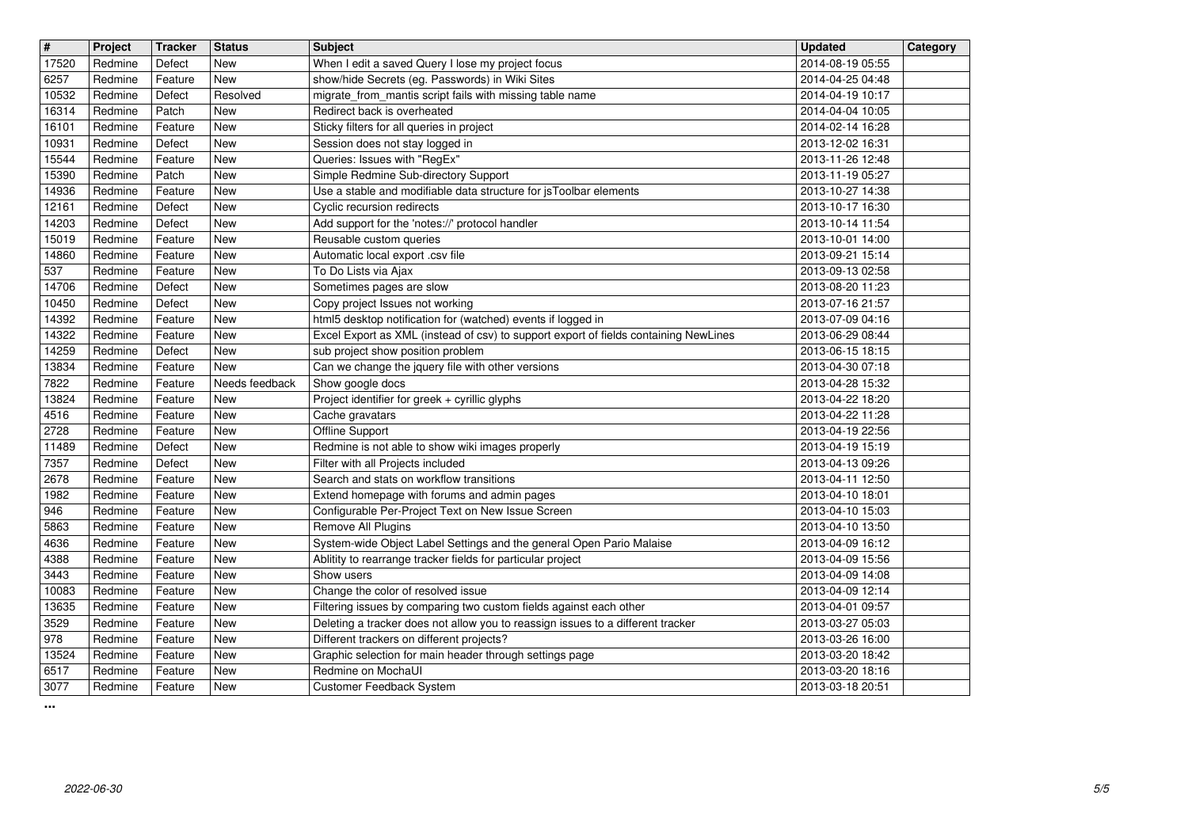| # | Project | Tracker | Status | Subject | Updated | Category |
| --- | --- | --- | --- | --- | --- | --- |
| 17520 | Redmine | Defect | New | When I edit a saved Query I lose my project focus | 2014-08-19 05:55 | |
| 6257 | Redmine | Feature | New | show/hide Secrets (eg. Passwords) in Wiki Sites | 2014-04-25 04:48 | |
| 10532 | Redmine | Defect | Resolved | migrate_from_mantis script fails with missing table name | 2014-04-19 10:17 | |
| 16314 | Redmine | Patch | New | Redirect back is overheated | 2014-04-04 10:05 | |
| 16101 | Redmine | Feature | New | Sticky filters for all queries in project | 2014-02-14 16:28 | |
| 10931 | Redmine | Defect | New | Session does not stay logged in | 2013-12-02 16:31 | |
| 15544 | Redmine | Feature | New | Queries: Issues with "RegEx" | 2013-11-26 12:48 | |
| 15390 | Redmine | Patch | New | Simple Redmine Sub-directory Support | 2013-11-19 05:27 | |
| 14936 | Redmine | Feature | New | Use a stable and modifiable data structure for jsToolbar elements | 2013-10-27 14:38 | |
| 12161 | Redmine | Defect | New | Cyclic recursion redirects | 2013-10-17 16:30 | |
| 14203 | Redmine | Defect | New | Add support for the 'notes://' protocol handler | 2013-10-14 11:54 | |
| 15019 | Redmine | Feature | New | Reusable custom queries | 2013-10-01 14:00 | |
| 14860 | Redmine | Feature | New | Automatic local export .csv file | 2013-09-21 15:14 | |
| 537 | Redmine | Feature | New | To Do Lists via Ajax | 2013-09-13 02:58 | |
| 14706 | Redmine | Defect | New | Sometimes pages are slow | 2013-08-20 11:23 | |
| 10450 | Redmine | Defect | New | Copy project Issues not working | 2013-07-16 21:57 | |
| 14392 | Redmine | Feature | New | html5 desktop notification for (watched) events if logged in | 2013-07-09 04:16 | |
| 14322 | Redmine | Feature | New | Excel Export as XML (instead of csv) to support export of fields containing NewLines | 2013-06-29 08:44 | |
| 14259 | Redmine | Defect | New | sub project show position problem | 2013-06-15 18:15 | |
| 13834 | Redmine | Feature | New | Can we change the jquery file with other versions | 2013-04-30 07:18 | |
| 7822 | Redmine | Feature | Needs feedback | Show google docs | 2013-04-28 15:32 | |
| 13824 | Redmine | Feature | New | Project identifier for greek + cyrillic glyphs | 2013-04-22 18:20 | |
| 4516 | Redmine | Feature | New | Cache gravatars | 2013-04-22 11:28 | |
| 2728 | Redmine | Feature | New | Offline Support | 2013-04-19 22:56 | |
| 11489 | Redmine | Defect | New | Redmine is not able to show wiki images properly | 2013-04-19 15:19 | |
| 7357 | Redmine | Defect | New | Filter with all Projects included | 2013-04-13 09:26 | |
| 2678 | Redmine | Feature | New | Search and stats on workflow transitions | 2013-04-11 12:50 | |
| 1982 | Redmine | Feature | New | Extend homepage with forums and admin pages | 2013-04-10 18:01 | |
| 946 | Redmine | Feature | New | Configurable Per-Project Text on New Issue Screen | 2013-04-10 15:03 | |
| 5863 | Redmine | Feature | New | Remove All Plugins | 2013-04-10 13:50 | |
| 4636 | Redmine | Feature | New | System-wide Object Label Settings and the general Open Pario Malaise | 2013-04-09 16:12 | |
| 4388 | Redmine | Feature | New | Ablitity to rearrange tracker fields for particular project | 2013-04-09 15:56 | |
| 3443 | Redmine | Feature | New | Show users | 2013-04-09 14:08 | |
| 10083 | Redmine | Feature | New | Change the color of resolved issue | 2013-04-09 12:14 | |
| 13635 | Redmine | Feature | New | Filtering issues by comparing two custom fields against each other | 2013-04-01 09:57 | |
| 3529 | Redmine | Feature | New | Deleting a tracker does not allow you to reassign issues to a different tracker | 2013-03-27 05:03 | |
| 978 | Redmine | Feature | New | Different trackers on different projects? | 2013-03-26 16:00 | |
| 13524 | Redmine | Feature | New | Graphic selection for main header through settings page | 2013-03-20 18:42 | |
| 6517 | Redmine | Feature | New | Redmine on MochaUI | 2013-03-20 18:16 | |
| 3077 | Redmine | Feature | New | Customer Feedback System | 2013-03-18 20:51 | |

...